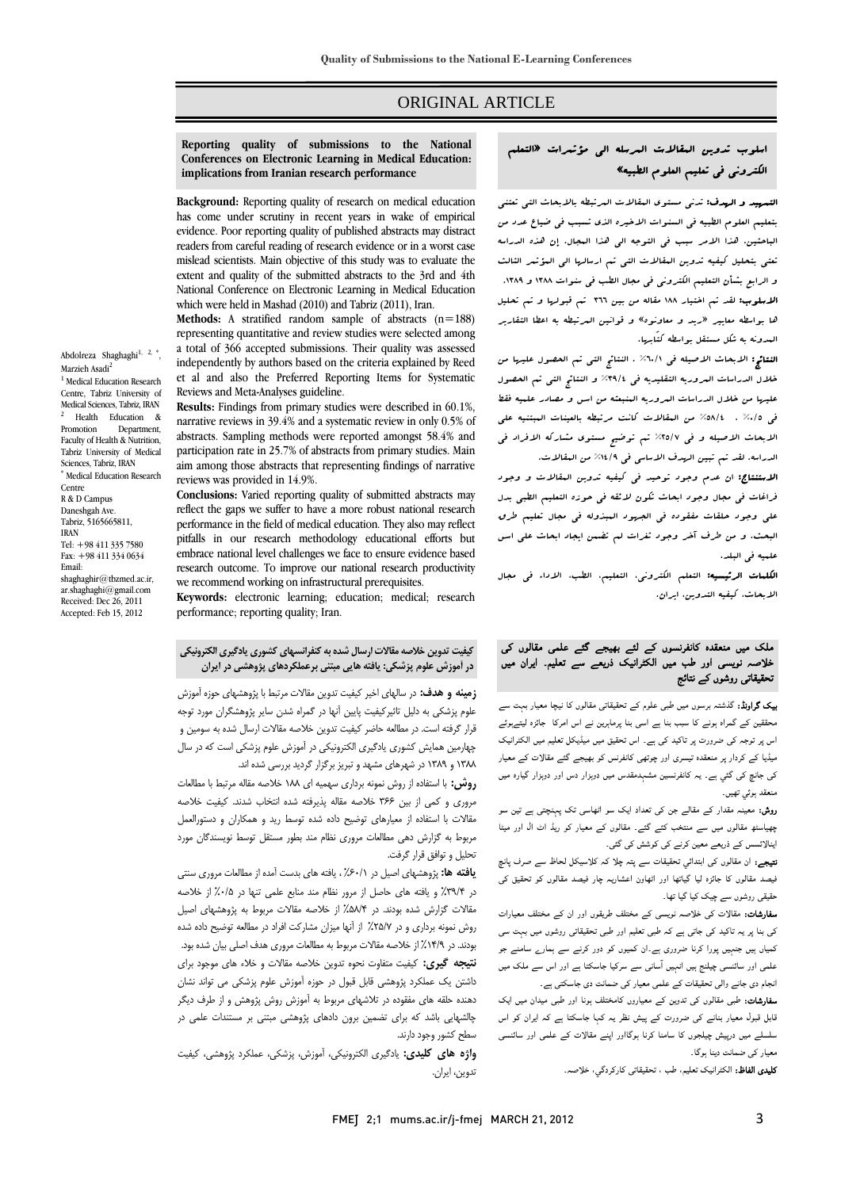ORIGINAL ARTICLE

# Reporting quality of submissions to the National Conferences on Electronic Learning in Medical Education: implications from Iranian research performance

Abdolreza Shaghaghi[1, 2, *], Marzieh Asadi[2]

[1] Medical Education Research Centre, Tabriz University of Medical Sciences, Tabriz, IRAN
[2] Health Education & Promotion Department, Faculty of Health & Nutrition, Tabriz University of Medical Sciences, Tabriz, IRAN
[*] Medical Education Research Centre
R & D Campus
Daneshgah Ave.
Tabriz, 5165665811, IRAN
Tel: +98 411 335 7580
Fax: +98 411 334 0634
Email: shaghaghir@tbzmed.ac.ir, ar.shaghaghi@gmail.com
Received: Dec 26, 2011
Accepted: Feb 15, 2012

**Background:** Reporting quality of research on medical education has come under scrutiny in recent years in wake of empirical evidence. Poor reporting quality of published abstracts may distract readers from careful reading of research evidence or in a worst case mislead scientists. Main objective of this study was to evaluate the extent and quality of the submitted abstracts to the 3rd and 4th National Conference on Electronic Learning in Medical Education which were held in Mashad (2010) and Tabriz (2011), Iran.

**Methods:** A stratified random sample of abstracts (n=188) representing quantitative and review studies were selected among a total of 366 accepted submissions. Their quality was assessed independently by authors based on the criteria explained by Reed et al and also the Preferred Reporting Items for Systematic Reviews and Meta-Analyses guideline.

**Results:** Findings from primary studies were described in 60.1%, narrative reviews in 39.4% and a systematic review in only 0.5% of abstracts. Sampling methods were reported amongst 58.4% and participation rate in 25.7% of abstracts from primary studies. Main aim among those abstracts that representing findings of narrative reviews was provided in 14.9%.

**Conclusions:** Varied reporting quality of submitted abstracts may reflect the gaps we suffer to have a more robust national research performance in the field of medical education. They also may reflect pitfalls in our research methodology educational efforts but embrace national level challenges we face to ensure evidence based research outcome. To improve our national research productivity we recommend working on infrastructural prerequisites.

**Keywords:** electronic learning; education; medical; research performance; reporting quality; Iran.

## اسلوب تدوين المقالات المرسله الى مؤتمرات «التعلم الكتروني في تعليم العلوم الطبيه»

**التمهيد و الهدف:** تدني مستوى المقالات المرتبطه بالابحاث التي تعتني بتعليم العلوم الطبيه في السنوات الاخيره الذي تسبب في ضياع عدد من الباحثين. هذا الامر سبب في التوجه الى هذا المجال. إن هذه الدراسه تعني بتحليل كيفيه تدوين المقالات التي تم ارسالها الى المؤتمر الثالث و الرابع بشأن التعليم الالكتروني في مجال الطب في سنوات ١٣٨٨ و ١٣٨٩.

**الاسلوب:** لقد تم اختيار ١٨٨ مقاله من بين ٣٦٦ تم قبولها و تم تحليل ها بواسطه معايير «ريد و معاونوه» و قوانين المرتبطه با عطاء التقارير المدونه به شكل مستقل بواسطه كتّابها.

**النتائج:** الابحاث الاصيله في ٦٠/١٪ ، النتائج التي تم الحصول عليها من خلال الدراسات المروريه التقليديه في ٣٩/٤٪ و النتائج التي تم الحصول عليها من خلال الدراسات المروريه المنبعثه من اسس و مصادر علميه فقط في ٠/٥٪ . ٥٨/٤٪ من المقالات كانت مرتبطه بالعينات المبتنيه على الابحاث الاصيله و في ٢٥/٧٪ تم توضيح مستوى مشاركه الافراد في الدراسه. لقد تم تبيين الهدف الاساسي في ١٤/٩٪ من المقالات.

**الاستنتاج:** ان عدم وجود توحيد في كيفيه تدوين المقالات و وجود فراغات في مجال وجود ابحاث تكون لائقه في حوزه التعليم الطبي يدل على وجود حلقات مفقوده في الجهود المبذوله في مجال تعليم طرق البحث. و من طرف آخر وجود ثغرات لم تضمن ايجاد ابحاث علي اسس علميه في البلد.

**الكلمات الرئيسيه:** التعلم الالكتروني، التعليم، الطب، الاداء في مجال الابحاث، كيفيه التدوين، ايران.

## كيفيت تدوين خلاصه مقالات ارسال شده به كنفرانسهاي كشوري يادگيري الكترونيكي در آموزش علوم پزشكي: يافته هايي مبتني برعملكردهاي پژوهشي در ايران

**زمينه و هدف:** در سالهاي اخير كيفيت تدوين مقالات مرتبط با پژوهشهاي حوزه آموزش علوم پزشكي به دليل تاثيركيفيت پايين آنها در گمراه شدن ساير پژوهشگران مورد توجه قرار گرفته است. در مطالعه حاضر كيفيت تدوين خلاصه مقالات ارسال شده به سومين و چهارمين همايش كشوري يادگيري الكترونيكي در آموزش علوم پزشكي است كه در سال ۱۳۸۸ و ۱۳۸۹ در شهرهاي مشهد و تبريز برگزار گرديد بررسي شده اند.

**روش:** با استفاده از روش نمونه برداري سهميه اي ۱۸۸ خلاصه مقاله مرتبط با مطالعات مروري و كمي از بين ۳۶۶ خلاصه مقاله پذيرفته شده انتخاب شدند. كيفيت خلاصه مقالات با استفاده از معيارهاي توضيح داده شده توسط ريد و همكاران و دستورالعمل مربوط به گزارش دهي مطالعات مروري نظام مند بطور مستقل توسط نويسندگان مورد تحليل و توافق قرار گرفت.

**يافته ها:** پژوهشهاي اصيل در ۶۰/۱٪ ، يافته هاي بدست آمده از مطالعات مروري سنتي در ۳۹/۴٪ و يافته هاي حاصل از مرور نظام مند منابع علمي تنها در ۰/۵٪ از خلاصه مقالات گزارش شده بودند. در ۵۸/۴٪ از خلاصه مقالات مربوط به پژوهشهاي اصيل روش نمونه برداري و در ۲۵/۷٪ از آنها ميزان مشاركت افراد در مطالعه توضيح داده شده بودند. در ۱۴/۹٪ از خلاصه مقالات مربوط به مطالعات مروري هدف اصلي بيان شده بود.

**نتيجه گيري:** كيفيت متفاوت نحوه تدوين خلاصه مقالات و خلاء هاي موجود براي داشتن يك عملكرد پژوهشي قابل قبول در حوزه آموزش علوم پزشكي مي تواند نشان دهنده حلقه هاي مفقوده در تلاشهاي مربوط به آموزش روش پژوهش و از طرف ديگر چالشهايي باشد كه براي تضمين برون دادهاي پژوهشي مبتني بر مستندات علمي در سطح كشور وجود دارند.

**واژه هاي كليدي:** يادگيري الكترونيكي، آموزش، پزشكي، عملكرد پژوهشي، كيفيت تدوين، ايران.

## ملک میں منعقدہ کانفرنسوں کے لئے بھیجے گئے علمی مقالوں کی خلاصہ نویسی اور طب میں الکترانیک ذریعے سے تعلیم. ایران میں تحقیقاتی روشوں کے نتائج

**بیک گراونڈ:** گذشتہ برسوں میں طبی علوم کے تحقیقاتی مقالوں کا نیچا معیار بحث سے محققین کے گمراہ ہونے کا سبب بنا ہے اسی بنا پرماہرین نے اس امرکا جائزہ لیتےہوئے اس پر توجہ کی ضرورت پر تاکید کی ہے۔ اس تحقیق میں میڈیکل تعلیم میں الکترانیک میڈیا کے کردار پر منعقدہ تیسری اور چوتھی کانفرنس کو بھیجے گئے مقالات کے معیار کی جانچ کی گئی ہے۔ یہ کانفرنسیں مشہدمقدس میں دوہزار دس اور دوہزار گیارہ میں منعقد ہوئي تھیں۔

**روش:** معینہ مقدار کے مقالے جن کی تعداد ایک سو اٹھاسی تک پہنچتی ہے تین سو چھیاسٹھ مقالوں میں سے منتخب کئے گئے۔ مقالوں کے معیار کو ریڈ اٹ ال اور میٹا اینالائسس کے ذریعے معین کرنے کی کوشش کی گئی۔

**نتیجے:** ان مقالوں کی ابتدائي تحقیقات سے پتہ چلا کہ کلاسیکل لحاظ سے صرف پانچ فیصد مقالوں کا جائزہ لیا گياتھا اور انھاون اعشاریہ چار فیصد مقالوں کو تحقیق کی حقیقی روشوں سے چیک کیا گیا تھا۔

**سفارشات:** مقالات کی خلاصہ نویسی کے مختلف طریقوں اور ان کے مختلف معیارات کی بنا پر یہ تاکید کی جاتی ہے کہ طبی تعلیم اور طبی تحقیقاتی روشوں میں بحث سے کمیاں پیں جنھیں پورا کرنا ضروری ہے۔ان کمیوں کو دور کرنے سے ہمارے سامنے جو علمی اور سائنسی چیلنج ہیں انہیں آسانی سے سرکیا جاسکتا ہے اور اس سے ملک میں انجام دی جانے والی تحقیقات کی علمی معیار کی ضمانت دی جاسکتی ہے۔

**سفارشات:** طبی مقالوں کی تدوین کے معیاروں کامختلف ہونا اور طبی میدان میں ایک قابل قبول معیار بنانے کی ضرورت کے پیش نظر یہ کہا جاسکتا ہے کہ ایران کو اس سلسلے میں درپیش چیلنجوں کا سامنا کرنا ہوگااور اپنے مقالات کے علمی اور سائنسی معیار کی ضمانت دینا ہوگا۔

**کلیدی الفاظ:** الکترانیک تعلیم، طب ، تحقیقاتی کارکردگي، خلاصہ۔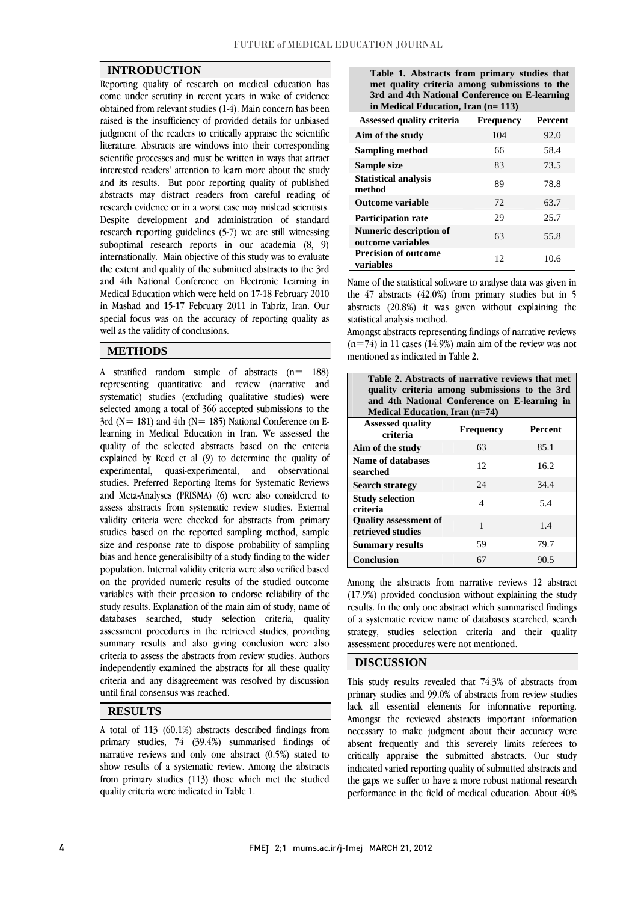## INTRODUCTION

Reporting quality of research on medical education has come under scrutiny in recent years in wake of evidence obtained from relevant studies (1-4). Main concern has been raised is the insufficiency of provided details for unbiased judgment of the readers to critically appraise the scientific literature. Abstracts are windows into their corresponding scientific processes and must be written in ways that attract interested readers' attention to learn more about the study and its results. But poor reporting quality of published abstracts may distract readers from careful reading of research evidence or in a worst case may mislead scientists. Despite development and administration of standard research reporting guidelines (5-7) we are still witnessing suboptimal research reports in our academia (8, 9) internationally. Main objective of this study was to evaluate the extent and quality of the submitted abstracts to the 3rd and 4th National Conference on Electronic Learning in Medical Education which were held on 17-18 February 2010 in Mashad and 15-17 February 2011 in Tabriz, Iran. Our special focus was on the accuracy of reporting quality as well as the validity of conclusions.

## METHODS

A stratified random sample of abstracts (n= 188) representing quantitative and review (narrative and systematic) studies (excluding qualitative studies) were selected among a total of 366 accepted submissions to the 3rd (N= 181) and 4th (N= 185) National Conference on E-learning in Medical Education in Iran. We assessed the quality of the selected abstracts based on the criteria explained by Reed et al (9) to determine the quality of experimental, quasi-experimental, and observational studies. Preferred Reporting Items for Systematic Reviews and Meta-Analyses (PRISMA) (6) were also considered to assess abstracts from systematic review studies. External validity criteria were checked for abstracts from primary studies based on the reported sampling method, sample size and response rate to dispose probability of sampling bias and hence generalisibilty of a study finding to the wider population. Internal validity criteria were also verified based on the provided numeric results of the studied outcome variables with their precision to endorse reliability of the study results. Explanation of the main aim of study, name of databases searched, study selection criteria, quality assessment procedures in the retrieved studies, providing summary results and also giving conclusion were also criteria to assess the abstracts from review studies. Authors independently examined the abstracts for all these quality criteria and any disagreement was resolved by discussion until final consensus was reached.

## RESULTS

A total of 113 (60.1%) abstracts described findings from primary studies, 74 (39.4%) summarised findings of narrative reviews and only one abstract (0.5%) stated to show results of a systematic review. Among the abstracts from primary studies (113) those which met the studied quality criteria were indicated in Table 1.

**Table 1. Abstracts from primary studies that met quality criteria among submissions to the 3rd and 4th National Conference on E-learning in Medical Education, Iran (n= 113)**

| Assessed quality criteria | Frequency | Percent |
|---|---|---|
| Aim of the study | 104 | 92.0 |
| Sampling method | 66 | 58.4 |
| Sample size | 83 | 73.5 |
| Statistical analysis method | 89 | 78.8 |
| Outcome variable | 72 | 63.7 |
| Participation rate | 29 | 25.7 |
| Numeric description of outcome variables | 63 | 55.8 |
| Precision of outcome variables | 12 | 10.6 |

Name of the statistical software to analyse data was given in the 47 abstracts (42.0%) from primary studies but in 5 abstracts (20.8%) it was given without explaining the statistical analysis method.

Amongst abstracts representing findings of narrative reviews (n=74) in 11 cases (14.9%) main aim of the review was not mentioned as indicated in Table 2.

**Table 2. Abstracts of narrative reviews that met quality criteria among submissions to the 3rd and 4th National Conference on E-learning in Medical Education, Iran (n=74)**

| Assessed quality criteria | Frequency | Percent |
|---|---|---|
| Aim of the study | 63 | 85.1 |
| Name of databases searched | 12 | 16.2 |
| Search strategy | 24 | 34.4 |
| Study selection criteria | 4 | 5.4 |
| Quality assessment of retrieved studies | 1 | 1.4 |
| Summary results | 59 | 79.7 |
| Conclusion | 67 | 90.5 |

Among the abstracts from narrative reviews 12 abstract (17.9%) provided conclusion without explaining the study results. In the only one abstract which summarised findings of a systematic review name of databases searched, search strategy, studies selection criteria and their quality assessment procedures were not mentioned.

## DISCUSSION

This study results revealed that 74.3% of abstracts from primary studies and 99.0% of abstracts from review studies lack all essential elements for informative reporting. Amongst the reviewed abstracts important information necessary to make judgment about their accuracy were absent frequently and this severely limits referees to critically appraise the submitted abstracts. Our study indicated varied reporting quality of submitted abstracts and the gaps we suffer to have a more robust national research performance in the field of medical education. About 40%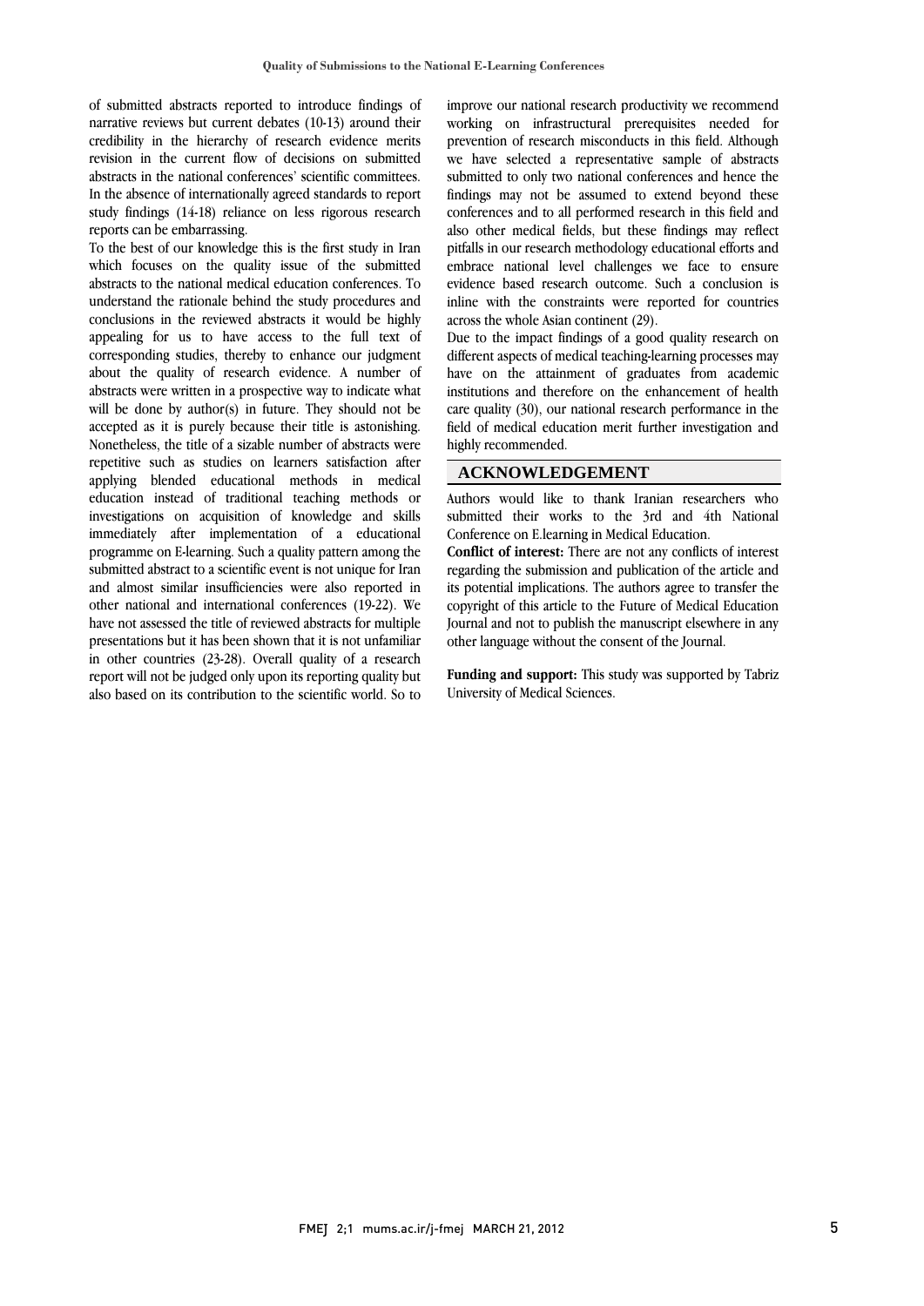of submitted abstracts reported to introduce findings of narrative reviews but current debates (10-13) around their credibility in the hierarchy of research evidence merits revision in the current flow of decisions on submitted abstracts in the national conferences' scientific committees. In the absence of internationally agreed standards to report study findings (14-18) reliance on less rigorous research reports can be embarrassing.

To the best of our knowledge this is the first study in Iran which focuses on the quality issue of the submitted abstracts to the national medical education conferences. To understand the rationale behind the study procedures and conclusions in the reviewed abstracts it would be highly appealing for us to have access to the full text of corresponding studies, thereby to enhance our judgment about the quality of research evidence. A number of abstracts were written in a prospective way to indicate what will be done by author(s) in future. They should not be accepted as it is purely because their title is astonishing. Nonetheless, the title of a sizable number of abstracts were repetitive such as studies on learners satisfaction after applying blended educational methods in medical education instead of traditional teaching methods or investigations on acquisition of knowledge and skills immediately after implementation of a educational programme on E-learning. Such a quality pattern among the submitted abstract to a scientific event is not unique for Iran and almost similar insufficiencies were also reported in other national and international conferences (19-22). We have not assessed the title of reviewed abstracts for multiple presentations but it has been shown that it is not unfamiliar in other countries (23-28). Overall quality of a research report will not be judged only upon its reporting quality but also based on its contribution to the scientific world. So to improve our national research productivity we recommend working on infrastructural prerequisites needed for prevention of research misconducts in this field. Although we have selected a representative sample of abstracts submitted to only two national conferences and hence the findings may not be assumed to extend beyond these conferences and to all performed research in this field and also other medical fields, but these findings may reflect pitfalls in our research methodology educational efforts and embrace national level challenges we face to ensure evidence based research outcome. Such a conclusion is inline with the constraints were reported for countries across the whole Asian continent (29).

Due to the impact findings of a good quality research on different aspects of medical teaching-learning processes may have on the attainment of graduates from academic institutions and therefore on the enhancement of health care quality (30), our national research performance in the field of medical education merit further investigation and highly recommended.

## ACKNOWLEDGEMENT

Authors would like to thank Iranian researchers who submitted their works to the 3rd and 4th National Conference on E.learning in Medical Education.

**Conflict of interest:** There are not any conflicts of interest regarding the submission and publication of the article and its potential implications. The authors agree to transfer the copyright of this article to the Future of Medical Education Journal and not to publish the manuscript elsewhere in any other language without the consent of the Journal.

**Funding and support:** This study was supported by Tabriz University of Medical Sciences.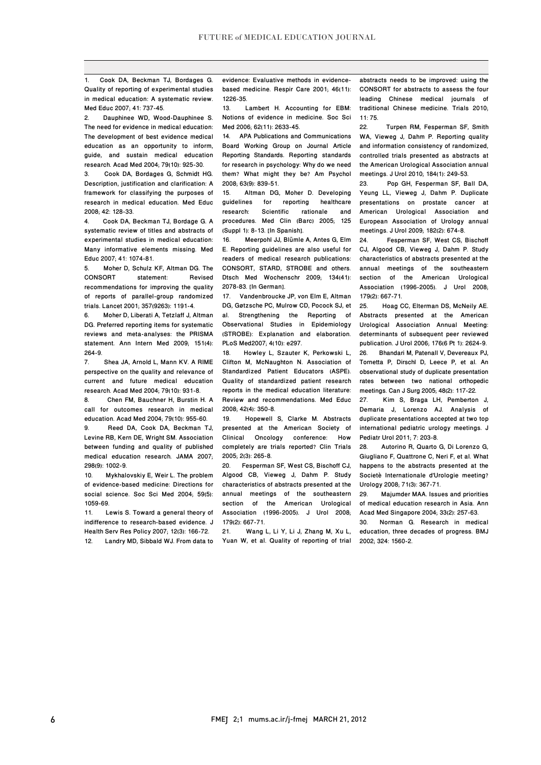1. Cook DA, Beckman TJ, Bordages G. Quality of reporting of experimental studies in medical education: A systematic review. Med Educ 2007; 41: 737-45.
2. Dauphinee WD, Wood-Dauphinee S. The need for evidence in medical education: The development of best evidence medical education as an opportunity to inform, guide, and sustain medical education research. Acad Med 2004; 79(10): 925-30.
3. Cook DA, Bordages G, Schmidt HG. Description, justification and clarification: A framework for classifying the purposes of research in medical education. Med Educ 2008; 42: 128-33.
4. Cook DA, Beckman TJ, Bordage G. A systematic review of titles and abstracts of experimental studies in medical education: Many informative elements missing. Med Educ 2007; 41: 1074-81.
5. Moher D, Schulz KF, Altman DG. The CONSORT statement: Revised recommendations for improving the quality of reports of parallel-group randomized trials. Lancet 2001; 357(9263): 1191-4.
6. Moher D, Liberati A, Tetzlaff J, Altman DG. Preferred reporting items for systematic reviews and meta-analyses: the PRISMA statement. Ann Intern Med 2009; 151(4): 264-9.
7. Shea JA, Arnold L, Mann KV. A RIME perspective on the quality and relevance of current and future medical education research. Acad Med 2004; 79(10): 931-8.
8. Chen FM, Bauchner H, Burstin H. A call for outcomes research in medical education. Acad Med 2004; 79(10): 955-60.
9. Reed DA, Cook DA, Beckman TJ, Levine RB, Kern DE, Wright SM. Association between funding and quality of published medical education research. JAMA 2007; 298(9): 1002-9.
10. Mykhalovskiy E, Weir L. The problem of evidence-based medicine: Directions for social science. Soc Sci Med 2004; 59(5): 1059-69.
11. Lewis S. Toward a general theory of indifference to research-based evidence. J Health Serv Res Policy 2007; 12(3): 166-72.
12. Landry MD, Sibbald WJ. From data to evidence: Evaluative methods in evidence-based medicine. Respir Care 2001; 46(11): 1226-35.
13. Lambert H. Accounting for EBM: Notions of evidence in medicine. Soc Sci Med 2006; 62(11): 2633-45.
14. APA Publications and Communications Board Working Group on Journal Article Reporting Standards. Reporting standards for research in psychology: Why do we need them? What might they be? Am Psychol 2008; 63(9): 839-51.
15. Altman DG, Moher D. Developing guidelines for reporting healthcare research: Scientific rationale and procedures. Med Clin (Barc) 2005; 125 (Suppl 1): 8-13. [In Spanish].
16. Meerpohl JJ, Blümle A, Antes G, Elm E. Reporting guidelines are also useful for readers of medical research publications: CONSORT, STARD, STROBE and others. Dtsch Med Wochenschr 2009; 134(41): 2078-83. [In German].
17. Vandenbroucke JP, von Elm E, Altman DG, Gøtzsche PC, Mulrow CD, Pocock SJ, et al. Strengthening the Reporting of Observational Studies in Epidemiology (STROBE): Explanation and elaboration. PLoS Med2007; 4(10): e297.
18. Howley L, Szauter K, Perkowski L, Clifton M, McNaughton N. Association of Standardized Patient Educators (ASPE). Quality of standardized patient research reports in the medical education literature: Review and recommendations. Med Educ 2008; 42(4): 350-8.
19. Hopewell S, Clarke M. Abstracts presented at the American Society of Clinical Oncology conference: How completely are trials reported? Clin Trials 2005; 2(3): 265-8.
20. Fesperman SF, West CS, Bischoff CJ, Algood CB, Vieweg J, Dahm P. Study characteristics of abstracts presented at the annual meetings of the southeastern section of the American Urological Association (1996-2005). J Urol 2008; 179(2): 667-71.
21. Wang L, Li Y, Li J, Zhang M, Xu L, Yuan W, et al. Quality of reporting of trial abstracts needs to be improved: using the CONSORT for abstracts to assess the four leading Chinese medical journals of traditional Chinese medicine. Trials 2010; 11: 75.
22. Turpen RM, Fesperman SF, Smith WA, Vieweg J, Dahm P. Reporting quality and information consistency of randomized, controlled trials presented as abstracts at the American Urological Association annual meetings. J Urol 2010; 184(1): 249-53.
23. Pop GH, Fesperman SF, Ball DA, Yeung LL, Vieweg J, Dahm P. Duplicate presentations on prostate cancer at American Urological Association and European Association of Urology annual meetings. J Urol 2009; 182(2): 674-8.
24. Fesperman SF, West CS, Bischoff CJ, Algood CB, Vieweg J, Dahm P. Study characteristics of abstracts presented at the annual meetings of the southeastern section of the American Urological Association (1996-2005). J Urol 2008; 179(2): 667-71.
25. Hoag CC, Elterman DS, McNeily AE. Abstracts presented at the American Urological Association Annual Meeting: determinants of subsequent peer reviewed publication. J Urol 2006; 176(6 Pt 1): 2624-9.
26. Bhandari M, Patenall V, Devereaux PJ, Tornetta P, Dirschl D, Leece P, et al. An observational study of duplicate presentation rates between two national orthopedic meetings. Can J Surg 2005; 48(2): 117-22.
27. Kim S, Braga LH, Pemberton J, Demaria J, Lorenzo AJ. Analysis of duplicate presentations accepted at two top international pediatric urology meetings. J Pediatr Urol 2011; 7: 203-8.
28. Autorino R, Quarto G, Di Lorenzo G, Giugliano F, Quattrone C, Neri F, et al. What happens to the abstracts presented at the Societè Internationale d'Urologie meeting? Urology 2008; 71(3): 367-71.
29. Majumder MAA. Issues and priorities of medical education research in Asia. Ann Acad Med Singapore 2004; 33(2): 257-63.
30. Norman G. Research in medical education, three decades of progress. BMJ 2002; 324: 1560-2.